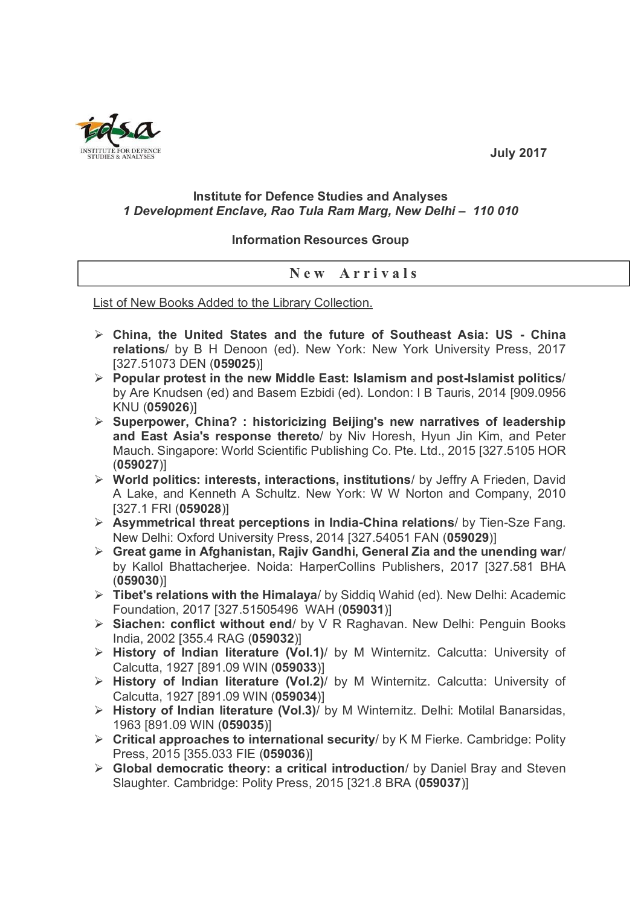July 2017

**Institute for Defence Studies and Analyses**
***1 Development Enclave, Rao Tula Ram Marg, New Delhi – 110 010***

**Information Resources Group**

## New Arrivals

List of New Books Added to the Library Collection.

- **China, the United States and the future of Southeast Asia: US - China relations**/ by B H Denoon (ed). New York: New York University Press, 2017 [327.51073 DEN (**059025**)]
- **Popular protest in the new Middle East: Islamism and post-Islamist politics**/ by Are Knudsen (ed) and Basem Ezbidi (ed). London: I B Tauris, 2014 [909.0956 KNU (**059026**)]
- **Superpower, China? : historicizing Beijing's new narratives of leadership and East Asia's response thereto**/ by Niv Horesh, Hyun Jin Kim, and Peter Mauch. Singapore: World Scientific Publishing Co. Pte. Ltd., 2015 [327.5105 HOR (**059027**)]
- **World politics: interests, interactions, institutions**/ by Jeffry A Frieden, David A Lake, and Kenneth A Schultz. New York: W W Norton and Company, 2010 [327.1 FRI (**059028**)]
- **Asymmetrical threat perceptions in India-China relations**/ by Tien-Sze Fang. New Delhi: Oxford University Press, 2014 [327.54051 FAN (**059029**)]
- **Great game in Afghanistan, Rajiv Gandhi, General Zia and the unending war**/ by Kallol Bhattacherjee. Noida: HarperCollins Publishers, 2017 [327.581 BHA (**059030**)]
- **Tibet's relations with the Himalaya**/ by Siddiq Wahid (ed). New Delhi: Academic Foundation, 2017 [327.51505496 WAH (**059031**)]
- **Siachen: conflict without end**/ by V R Raghavan. New Delhi: Penguin Books India, 2002 [355.4 RAG (**059032**)]
- **History of Indian literature (Vol.1)**/ by M Winternitz. Calcutta: University of Calcutta, 1927 [891.09 WIN (**059033**)]
- **History of Indian literature (Vol.2)**/ by M Winternitz. Calcutta: University of Calcutta, 1927 [891.09 WIN (**059034**)]
- **History of Indian literature (Vol.3)**/ by M Winternitz. Delhi: Motilal Banarsidas, 1963 [891.09 WIN (**059035**)]
- **Critical approaches to international security**/ by K M Fierke. Cambridge: Polity Press, 2015 [355.033 FIE (**059036**)]
- **Global democratic theory: a critical introduction**/ by Daniel Bray and Steven Slaughter. Cambridge: Polity Press, 2015 [321.8 BRA (**059037**)]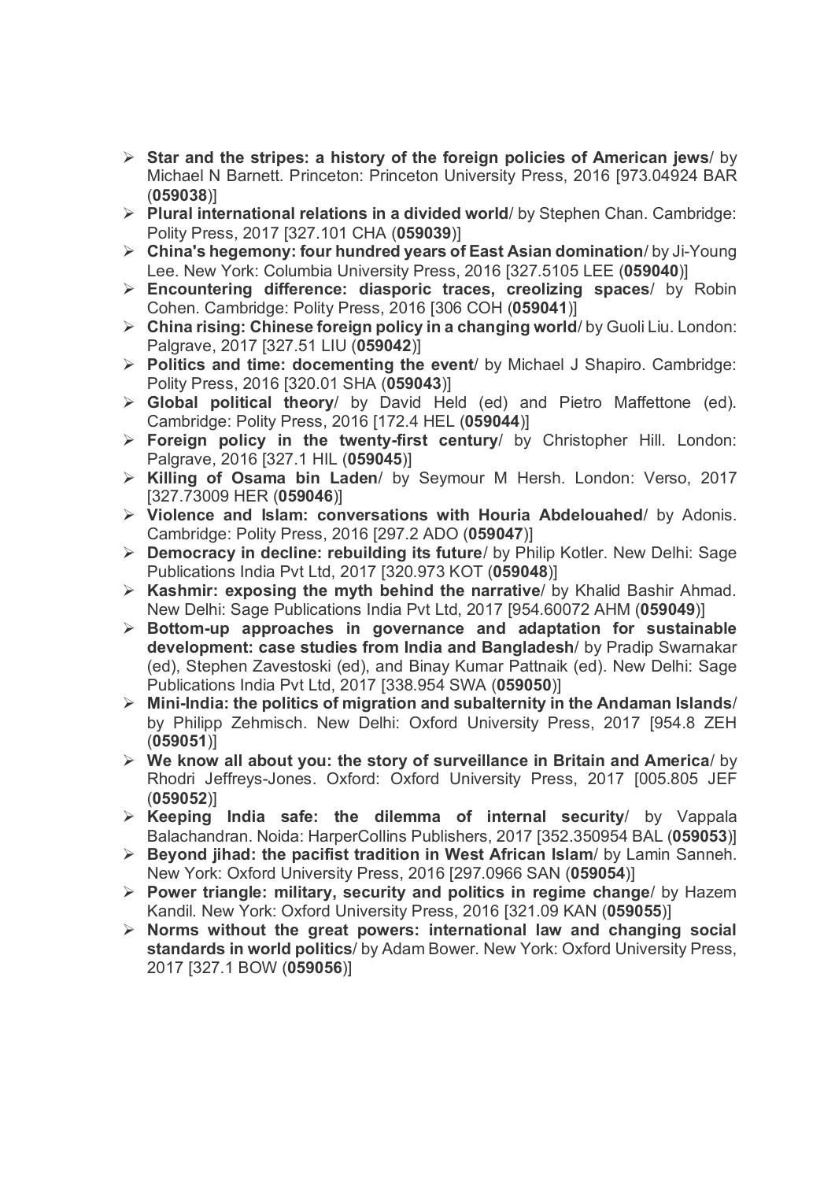- **Star and the stripes: a history of the foreign policies of American jews**/ by Michael N Barnett. Princeton: Princeton University Press, 2016 [973.04924 BAR (**059038**)]
- **Plural international relations in a divided world**/ by Stephen Chan. Cambridge: Polity Press, 2017 [327.101 CHA (**059039**)]
- **China's hegemony: four hundred years of East Asian domination**/ by Ji-Young Lee. New York: Columbia University Press, 2016 [327.5105 LEE (**059040**)]
- **Encountering difference: diasporic traces, creolizing spaces**/ by Robin Cohen. Cambridge: Polity Press, 2016 [306 COH (**059041**)]
- **China rising: Chinese foreign policy in a changing world**/ by Guoli Liu. London: Palgrave, 2017 [327.51 LIU (**059042**)]
- **Politics and time: docementing the event**/ by Michael J Shapiro. Cambridge: Polity Press, 2016 [320.01 SHA (**059043**)]
- **Global political theory**/ by David Held (ed) and Pietro Maffettone (ed). Cambridge: Polity Press, 2016 [172.4 HEL (**059044**)]
- **Foreign policy in the twenty-first century**/ by Christopher Hill. London: Palgrave, 2016 [327.1 HIL (**059045**)]
- **Killing of Osama bin Laden**/ by Seymour M Hersh. London: Verso, 2017 [327.73009 HER (**059046**)]
- **Violence and Islam: conversations with Houria Abdelouahed**/ by Adonis. Cambridge: Polity Press, 2016 [297.2 ADO (**059047**)]
- **Democracy in decline: rebuilding its future**/ by Philip Kotler. New Delhi: Sage Publications India Pvt Ltd, 2017 [320.973 KOT (**059048**)]
- **Kashmir: exposing the myth behind the narrative**/ by Khalid Bashir Ahmad. New Delhi: Sage Publications India Pvt Ltd, 2017 [954.60072 AHM (**059049**)]
- **Bottom-up approaches in governance and adaptation for sustainable development: case studies from India and Bangladesh**/ by Pradip Swarnakar (ed), Stephen Zavestoski (ed), and Binay Kumar Pattnaik (ed). New Delhi: Sage Publications India Pvt Ltd, 2017 [338.954 SWA (**059050**)]
- **Mini-India: the politics of migration and subalternity in the Andaman Islands**/ by Philipp Zehmisch. New Delhi: Oxford University Press, 2017 [954.8 ZEH (**059051**)]
- **We know all about you: the story of surveillance in Britain and America**/ by Rhodri Jeffreys-Jones. Oxford: Oxford University Press, 2017 [005.805 JEF (**059052**)]
- **Keeping India safe: the dilemma of internal security**/ by Vappala Balachandran. Noida: HarperCollins Publishers, 2017 [352.350954 BAL (**059053**)]
- **Beyond jihad: the pacifist tradition in West African Islam**/ by Lamin Sanneh. New York: Oxford University Press, 2016 [297.0966 SAN (**059054**)]
- **Power triangle: military, security and politics in regime change**/ by Hazem Kandil. New York: Oxford University Press, 2016 [321.09 KAN (**059055**)]
- **Norms without the great powers: international law and changing social standards in world politics**/ by Adam Bower. New York: Oxford University Press, 2017 [327.1 BOW (**059056**)]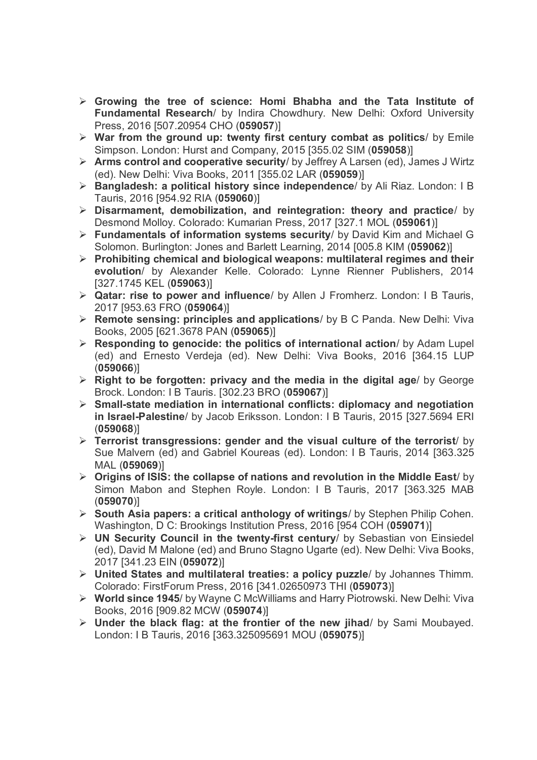- **Growing the tree of science: Homi Bhabha and the Tata Institute of Fundamental Research**/ by Indira Chowdhury. New Delhi: Oxford University Press, 2016 [507.20954 CHO (**059057**)]
- **War from the ground up: twenty first century combat as politics**/ by Emile Simpson. London: Hurst and Company, 2015 [355.02 SIM (**059058**)]
- **Arms control and cooperative security**/ by Jeffrey A Larsen (ed), James J Wirtz (ed). New Delhi: Viva Books, 2011 [355.02 LAR (**059059**)]
- **Bangladesh: a political history since independence**/ by Ali Riaz. London: I B Tauris, 2016 [954.92 RIA (**059060**)]
- **Disarmament, demobilization, and reintegration: theory and practice**/ by Desmond Molloy. Colorado: Kumarian Press, 2017 [327.1 MOL (**059061**)]
- **Fundamentals of information systems security**/ by David Kim and Michael G Solomon. Burlington: Jones and Barlett Learning, 2014 [005.8 KIM (**059062**)]
- **Prohibiting chemical and biological weapons: multilateral regimes and their evolution**/ by Alexander Kelle. Colorado: Lynne Rienner Publishers, 2014 [327.1745 KEL (**059063**)]
- **Qatar: rise to power and influence**/ by Allen J Fromherz. London: I B Tauris, 2017 [953.63 FRO (**059064**)]
- **Remote sensing: principles and applications**/ by B C Panda. New Delhi: Viva Books, 2005 [621.3678 PAN (**059065**)]
- **Responding to genocide: the politics of international action**/ by Adam Lupel (ed) and Ernesto Verdeja (ed). New Delhi: Viva Books, 2016 [364.15 LUP (**059066**)]
- **Right to be forgotten: privacy and the media in the digital age**/ by George Brock. London: I B Tauris. [302.23 BRO (**059067**)]
- **Small-state mediation in international conflicts: diplomacy and negotiation in Israel-Palestine**/ by Jacob Eriksson. London: I B Tauris, 2015 [327.5694 ERI (**059068**)]
- **Terrorist transgressions: gender and the visual culture of the terrorist**/ by Sue Malvern (ed) and Gabriel Koureas (ed). London: I B Tauris, 2014 [363.325 MAL (**059069**)]
- **Origins of ISIS: the collapse of nations and revolution in the Middle East**/ by Simon Mabon and Stephen Royle. London: I B Tauris, 2017 [363.325 MAB (**059070**)]
- **South Asia papers: a critical anthology of writings**/ by Stephen Philip Cohen. Washington, D C: Brookings Institution Press, 2016 [954 COH (**059071**)]
- **UN Security Council in the twenty-first century**/ by Sebastian von Einsiedel (ed), David M Malone (ed) and Bruno Stagno Ugarte (ed). New Delhi: Viva Books, 2017 [341.23 EIN (**059072**)]
- **United States and multilateral treaties: a policy puzzle**/ by Johannes Thimm. Colorado: FirstForum Press, 2016 [341.02650973 THI (**059073**)]
- **World since 1945**/ by Wayne C McWilliams and Harry Piotrowski. New Delhi: Viva Books, 2016 [909.82 MCW (**059074**)]
- **Under the black flag: at the frontier of the new jihad**/ by Sami Moubayed. London: I B Tauris, 2016 [363.325095691 MOU (**059075**)]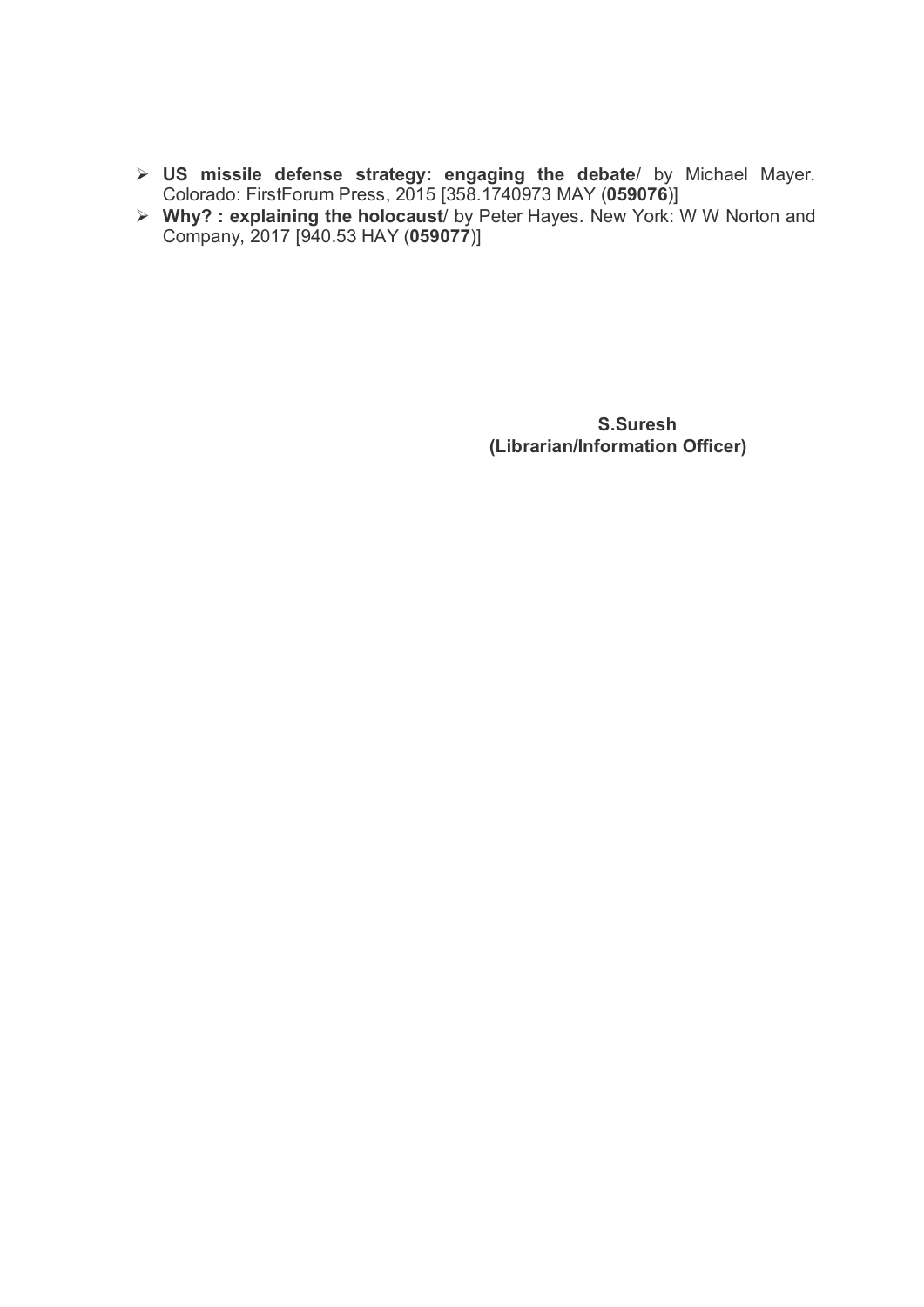- **US missile defense strategy: engaging the debate**/ by Michael Mayer. Colorado: FirstForum Press, 2015 [358.1740973 MAY (**059076**)]
- **Why? : explaining the holocaust**/ by Peter Hayes. New York: W W Norton and Company, 2017 [940.53 HAY (**059077**)]

**S.Suresh**
**(Librarian/Information Officer)**